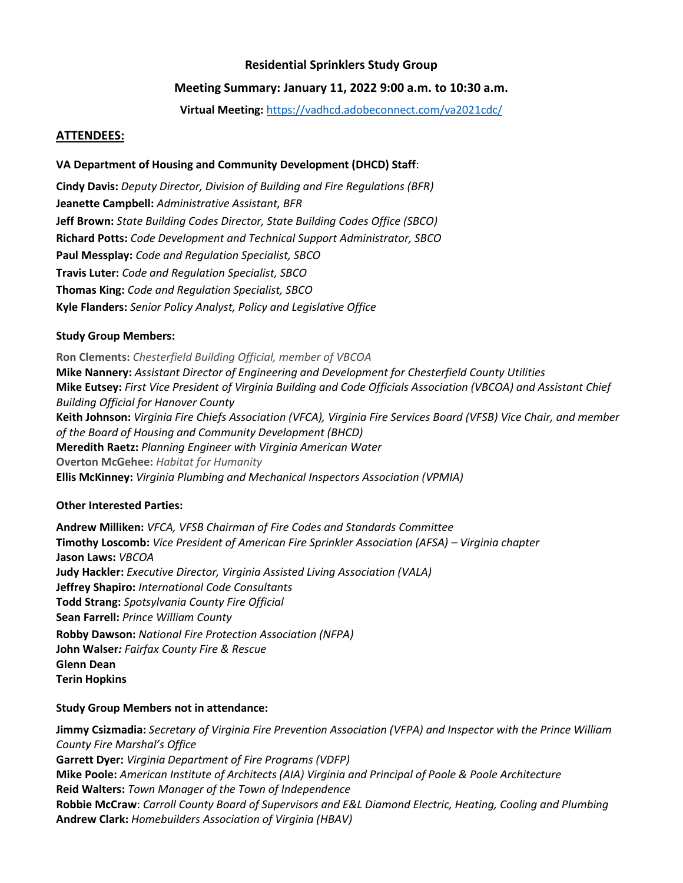**Residential Sprinklers Study Group**

**Meeting Summary: January 11, 2022 9:00 a.m. to 10:30 a.m.**

**Virtual Meeting:** https://vadhcd.adobeconnect.com/va2021cdc/

## ATTENDEES:

### VA Department of Housing and Community Development (DHCD) Staff:

**Cindy Davis:** *Deputy Director, Division of Building and Fire Regulations (BFR)*
**Jeanette Campbell:** *Administrative Assistant, BFR*
**Jeff Brown:** *State Building Codes Director, State Building Codes Office (SBCO)*
**Richard Potts:** *Code Development and Technical Support Administrator, SBCO*
**Paul Messplay:** *Code and Regulation Specialist, SBCO*
**Travis Luter:** *Code and Regulation Specialist, SBCO*
**Thomas King:** *Code and Regulation Specialist, SBCO*
**Kyle Flanders:** *Senior Policy Analyst, Policy and Legislative Office*

### Study Group Members:

**Ron Clements:** *Chesterfield Building Official, member of VBCOA*
**Mike Nannery:** *Assistant Director of Engineering and Development for Chesterfield County Utilities*
**Mike Eutsey:** *First Vice President of Virginia Building and Code Officials Association (VBCOA) and Assistant Chief Building Official for Hanover County*
**Keith Johnson:** *Virginia Fire Chiefs Association (VFCA), Virginia Fire Services Board (VFSB) Vice Chair, and member of the Board of Housing and Community Development (BHCD)*
**Meredith Raetz:** *Planning Engineer with Virginia American Water*
**Overton McGehee:** *Habitat for Humanity*
**Ellis McKinney:** *Virginia Plumbing and Mechanical Inspectors Association (VPMIA)*

### Other Interested Parties:

**Andrew Milliken:** *VFCA, VFSB Chairman of Fire Codes and Standards Committee*
**Timothy Loscomb:** *Vice President of American Fire Sprinkler Association (AFSA) – Virginia chapter*
**Jason Laws:** *VBCOA*
**Judy Hackler:** *Executive Director, Virginia Assisted Living Association (VALA)*
**Jeffrey Shapiro:** *International Code Consultants*
**Todd Strang:** *Spotsylvania County Fire Official*
**Sean Farrell:** *Prince William County*
**Robby Dawson:** *National Fire Protection Association (NFPA)*
**John Walser***: Fairfax County Fire & Rescue*
**Glenn Dean**
**Terin Hopkins**

### Study Group Members not in attendance:

**Jimmy Csizmadia:** *Secretary of Virginia Fire Prevention Association (VFPA) and Inspector with the Prince William County Fire Marshal's Office*
**Garrett Dyer:** *Virginia Department of Fire Programs (VDFP)*
**Mike Poole:** *American Institute of Architects (AIA) Virginia and Principal of Poole & Poole Architecture*
**Reid Walters:** *Town Manager of the Town of Independence*
**Robbie McCraw**: *Carroll County Board of Supervisors and E&L Diamond Electric, Heating, Cooling and Plumbing*
**Andrew Clark:** *Homebuilders Association of Virginia (HBAV)*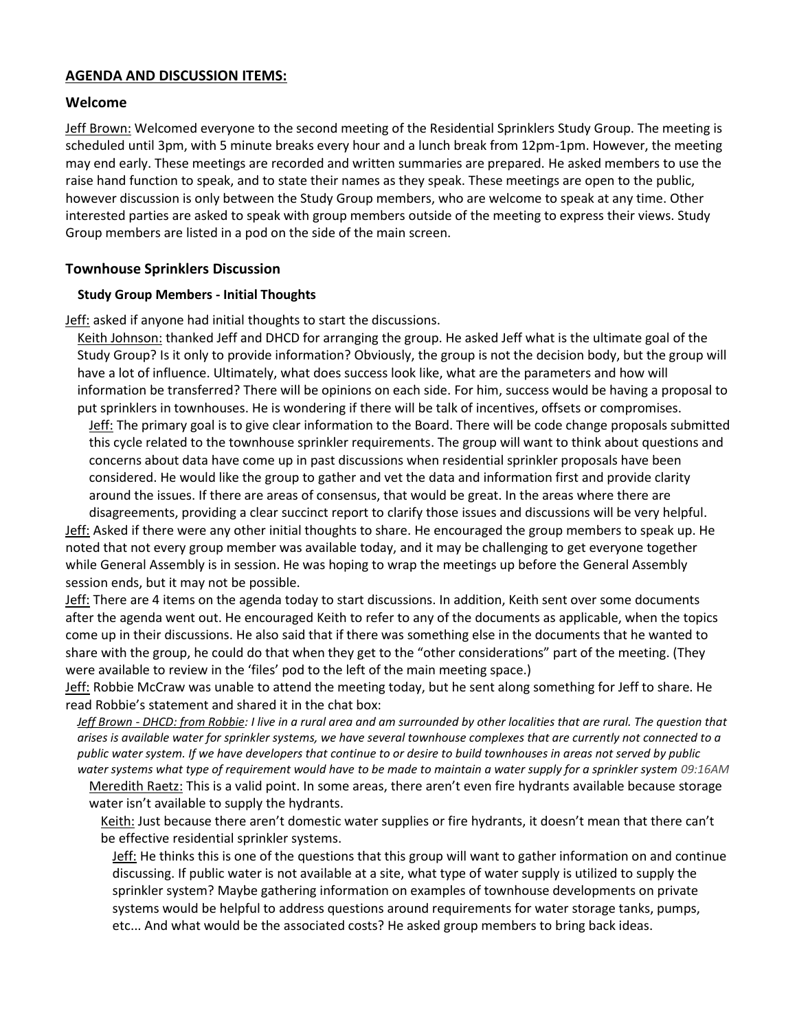## AGENDA AND DISCUSSION ITEMS:

### Welcome

Jeff Brown: Welcomed everyone to the second meeting of the Residential Sprinklers Study Group. The meeting is scheduled until 3pm, with 5 minute breaks every hour and a lunch break from 12pm-1pm. However, the meeting may end early. These meetings are recorded and written summaries are prepared. He asked members to use the raise hand function to speak, and to state their names as they speak. These meetings are open to the public, however discussion is only between the Study Group members, who are welcome to speak at any time. Other interested parties are asked to speak with group members outside of the meeting to express their views. Study Group members are listed in a pod on the side of the main screen.

### Townhouse Sprinklers Discussion

#### Study Group Members - Initial Thoughts

Jeff: asked if anyone had initial thoughts to start the discussions.

Keith Johnson: thanked Jeff and DHCD for arranging the group. He asked Jeff what is the ultimate goal of the Study Group? Is it only to provide information? Obviously, the group is not the decision body, but the group will have a lot of influence. Ultimately, what does success look like, what are the parameters and how will information be transferred? There will be opinions on each side. For him, success would be having a proposal to put sprinklers in townhouses. He is wondering if there will be talk of incentives, offsets or compromises.

Jeff: The primary goal is to give clear information to the Board. There will be code change proposals submitted this cycle related to the townhouse sprinkler requirements. The group will want to think about questions and concerns about data have come up in past discussions when residential sprinkler proposals have been considered. He would like the group to gather and vet the data and information first and provide clarity around the issues. If there are areas of consensus, that would be great. In the areas where there are disagreements, providing a clear succinct report to clarify those issues and discussions will be very helpful.

Jeff: Asked if there were any other initial thoughts to share. He encouraged the group members to speak up. He noted that not every group member was available today, and it may be challenging to get everyone together while General Assembly is in session. He was hoping to wrap the meetings up before the General Assembly session ends, but it may not be possible.

Jeff: There are 4 items on the agenda today to start discussions. In addition, Keith sent over some documents after the agenda went out. He encouraged Keith to refer to any of the documents as applicable, when the topics come up in their discussions. He also said that if there was something else in the documents that he wanted to share with the group, he could do that when they get to the "other considerations" part of the meeting. (They were available to review in the 'files' pod to the left of the main meeting space.)

Jeff: Robbie McCraw was unable to attend the meeting today, but he sent along something for Jeff to share. He read Robbie's statement and shared it in the chat box:

*Jeff Brown - DHCD: from Robbie: I live in a rural area and am surrounded by other localities that are rural. The question that arises is available water for sprinkler systems, we have several townhouse complexes that are currently not connected to a public water system. If we have developers that continue to or desire to build townhouses in areas not served by public water systems what type of requirement would have to be made to maintain a water supply for a sprinkler system 09:16AM*

Meredith Raetz: This is a valid point. In some areas, there aren't even fire hydrants available because storage water isn't available to supply the hydrants.

Keith: Just because there aren't domestic water supplies or fire hydrants, it doesn't mean that there can't be effective residential sprinkler systems.

Jeff: He thinks this is one of the questions that this group will want to gather information on and continue discussing. If public water is not available at a site, what type of water supply is utilized to supply the sprinkler system? Maybe gathering information on examples of townhouse developments on private systems would be helpful to address questions around requirements for water storage tanks, pumps, etc... And what would be the associated costs? He asked group members to bring back ideas.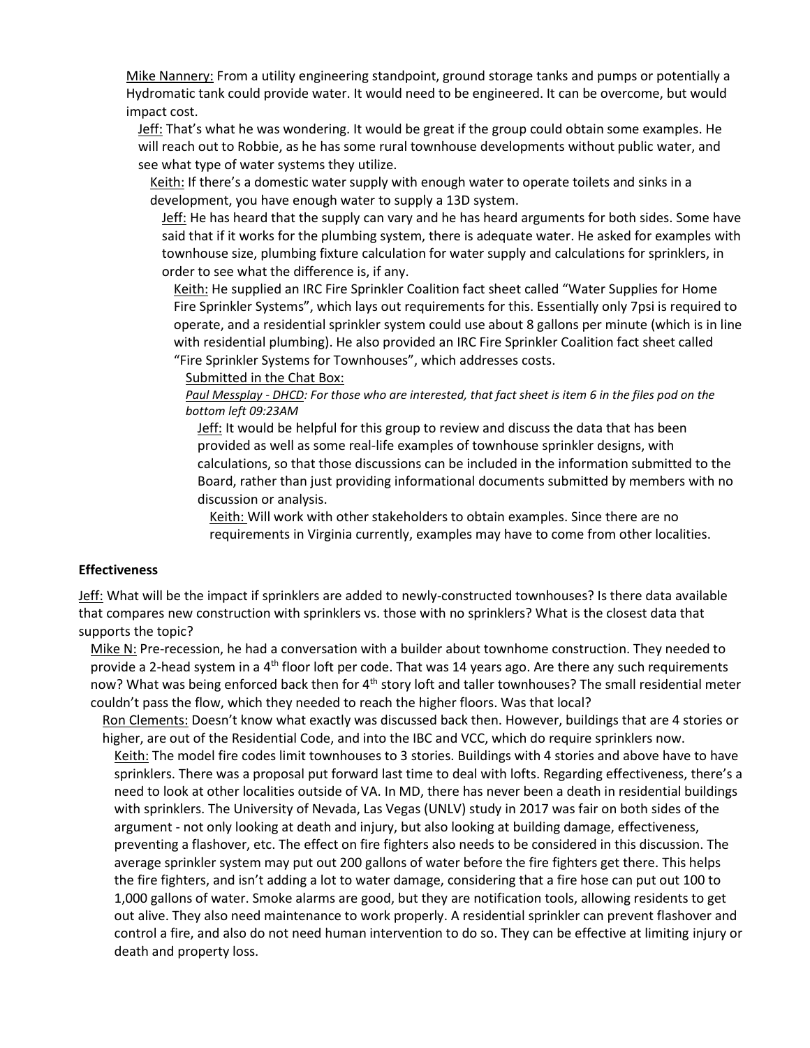Mike Nannery: From a utility engineering standpoint, ground storage tanks and pumps or potentially a Hydromatic tank could provide water. It would need to be engineered. It can be overcome, but would impact cost.

Jeff: That's what he was wondering. It would be great if the group could obtain some examples. He will reach out to Robbie, as he has some rural townhouse developments without public water, and see what type of water systems they utilize.

Keith: If there's a domestic water supply with enough water to operate toilets and sinks in a development, you have enough water to supply a 13D system.

Jeff: He has heard that the supply can vary and he has heard arguments for both sides. Some have said that if it works for the plumbing system, there is adequate water. He asked for examples with townhouse size, plumbing fixture calculation for water supply and calculations for sprinklers, in order to see what the difference is, if any.

Keith: He supplied an IRC Fire Sprinkler Coalition fact sheet called "Water Supplies for Home Fire Sprinkler Systems", which lays out requirements for this. Essentially only 7psi is required to operate, and a residential sprinkler system could use about 8 gallons per minute (which is in line with residential plumbing). He also provided an IRC Fire Sprinkler Coalition fact sheet called "Fire Sprinkler Systems for Townhouses", which addresses costs.

Submitted in the Chat Box:

*Paul Messplay - DHCD: For those who are interested, that fact sheet is item 6 in the files pod on the bottom left 09:23AM*

Jeff: It would be helpful for this group to review and discuss the data that has been provided as well as some real-life examples of townhouse sprinkler designs, with calculations, so that those discussions can be included in the information submitted to the Board, rather than just providing informational documents submitted by members with no discussion or analysis.

Keith: Will work with other stakeholders to obtain examples. Since there are no requirements in Virginia currently, examples may have to come from other localities.

**Effectiveness**

Jeff: What will be the impact if sprinklers are added to newly-constructed townhouses? Is there data available that compares new construction with sprinklers vs. those with no sprinklers? What is the closest data that supports the topic?

Mike N: Pre-recession, he had a conversation with a builder about townhome construction. They needed to provide a 2-head system in a 4th floor loft per code. That was 14 years ago. Are there any such requirements now? What was being enforced back then for 4th story loft and taller townhouses? The small residential meter couldn't pass the flow, which they needed to reach the higher floors. Was that local?

Ron Clements: Doesn't know what exactly was discussed back then. However, buildings that are 4 stories or higher, are out of the Residential Code, and into the IBC and VCC, which do require sprinklers now.

Keith: The model fire codes limit townhouses to 3 stories. Buildings with 4 stories and above have to have sprinklers. There was a proposal put forward last time to deal with lofts. Regarding effectiveness, there's a need to look at other localities outside of VA. In MD, there has never been a death in residential buildings with sprinklers. The University of Nevada, Las Vegas (UNLV) study in 2017 was fair on both sides of the argument - not only looking at death and injury, but also looking at building damage, effectiveness, preventing a flashover, etc. The effect on fire fighters also needs to be considered in this discussion. The average sprinkler system may put out 200 gallons of water before the fire fighters get there. This helps the fire fighters, and isn't adding a lot to water damage, considering that a fire hose can put out 100 to 1,000 gallons of water. Smoke alarms are good, but they are notification tools, allowing residents to get out alive. They also need maintenance to work properly. A residential sprinkler can prevent flashover and control a fire, and also do not need human intervention to do so. They can be effective at limiting injury or death and property loss.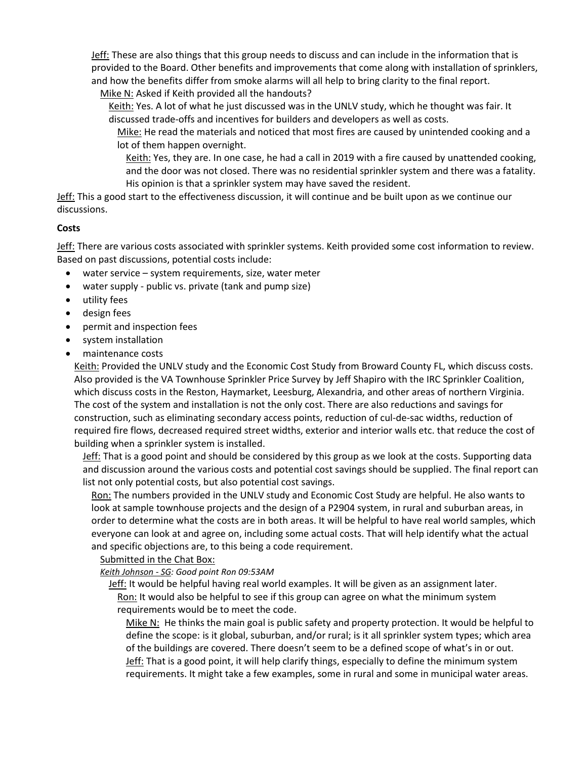Jeff: These are also things that this group needs to discuss and can include in the information that is provided to the Board. Other benefits and improvements that come along with installation of sprinklers, and how the benefits differ from smoke alarms will all help to bring clarity to the final report.

Mike N: Asked if Keith provided all the handouts?

Keith: Yes. A lot of what he just discussed was in the UNLV study, which he thought was fair. It discussed trade-offs and incentives for builders and developers as well as costs.

Mike: He read the materials and noticed that most fires are caused by unintended cooking and a lot of them happen overnight.

Keith: Yes, they are. In one case, he had a call in 2019 with a fire caused by unattended cooking, and the door was not closed. There was no residential sprinkler system and there was a fatality. His opinion is that a sprinkler system may have saved the resident.

Jeff: This a good start to the effectiveness discussion, it will continue and be built upon as we continue our discussions.

**Costs**

Jeff: There are various costs associated with sprinkler systems. Keith provided some cost information to review. Based on past discussions, potential costs include:

- water service – system requirements, size, water meter
- water supply - public vs. private (tank and pump size)
- utility fees
- design fees
- permit and inspection fees
- system installation
- maintenance costs

Keith: Provided the UNLV study and the Economic Cost Study from Broward County FL, which discuss costs. Also provided is the VA Townhouse Sprinkler Price Survey by Jeff Shapiro with the IRC Sprinkler Coalition, which discuss costs in the Reston, Haymarket, Leesburg, Alexandria, and other areas of northern Virginia. The cost of the system and installation is not the only cost. There are also reductions and savings for construction, such as eliminating secondary access points, reduction of cul-de-sac widths, reduction of required fire flows, decreased required street widths, exterior and interior walls etc. that reduce the cost of building when a sprinkler system is installed.

Jeff: That is a good point and should be considered by this group as we look at the costs. Supporting data and discussion around the various costs and potential cost savings should be supplied. The final report can list not only potential costs, but also potential cost savings.

Ron: The numbers provided in the UNLV study and Economic Cost Study are helpful. He also wants to look at sample townhouse projects and the design of a P2904 system, in rural and suburban areas, in order to determine what the costs are in both areas. It will be helpful to have real world samples, which everyone can look at and agree on, including some actual costs. That will help identify what the actual and specific objections are, to this being a code requirement.

Submitted in the Chat Box:

*Keith Johnson - SG: Good point Ron 09:53AM*

Jeff: It would be helpful having real world examples. It will be given as an assignment later.

Ron: It would also be helpful to see if this group can agree on what the minimum system requirements would be to meet the code.

Mike N: He thinks the main goal is public safety and property protection. It would be helpful to define the scope: is it global, suburban, and/or rural; is it all sprinkler system types; which area of the buildings are covered. There doesn't seem to be a defined scope of what's in or out.

Jeff: That is a good point, it will help clarify things, especially to define the minimum system requirements. It might take a few examples, some in rural and some in municipal water areas.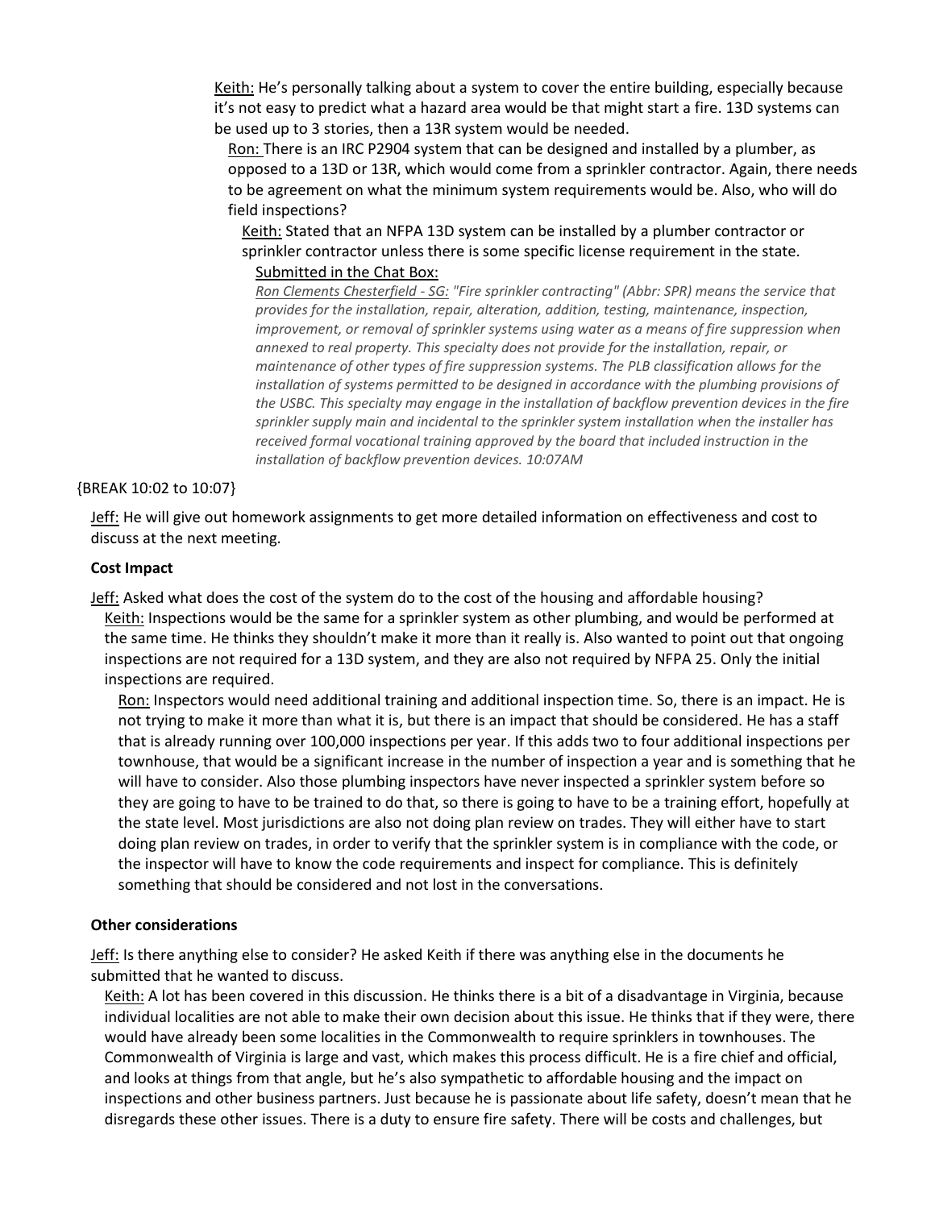Keith: He's personally talking about a system to cover the entire building, especially because it's not easy to predict what a hazard area would be that might start a fire. 13D systems can be used up to 3 stories, then a 13R system would be needed.

Ron: There is an IRC P2904 system that can be designed and installed by a plumber, as opposed to a 13D or 13R, which would come from a sprinkler contractor. Again, there needs to be agreement on what the minimum system requirements would be. Also, who will do field inspections?

Keith: Stated that an NFPA 13D system can be installed by a plumber contractor or sprinkler contractor unless there is some specific license requirement in the state.

Submitted in the Chat Box:

*Ron Clements Chesterfield - SG: "Fire sprinkler contracting" (Abbr: SPR) means the service that provides for the installation, repair, alteration, addition, testing, maintenance, inspection, improvement, or removal of sprinkler systems using water as a means of fire suppression when annexed to real property. This specialty does not provide for the installation, repair, or maintenance of other types of fire suppression systems. The PLB classification allows for the installation of systems permitted to be designed in accordance with the plumbing provisions of the USBC. This specialty may engage in the installation of backflow prevention devices in the fire sprinkler supply main and incidental to the sprinkler system installation when the installer has received formal vocational training approved by the board that included instruction in the installation of backflow prevention devices. 10:07AM*

{BREAK 10:02 to 10:07}

Jeff: He will give out homework assignments to get more detailed information on effectiveness and cost to discuss at the next meeting.

**Cost Impact**

Jeff: Asked what does the cost of the system do to the cost of the housing and affordable housing?

Keith: Inspections would be the same for a sprinkler system as other plumbing, and would be performed at the same time. He thinks they shouldn't make it more than it really is. Also wanted to point out that ongoing inspections are not required for a 13D system, and they are also not required by NFPA 25. Only the initial inspections are required.

Ron: Inspectors would need additional training and additional inspection time. So, there is an impact. He is not trying to make it more than what it is, but there is an impact that should be considered. He has a staff that is already running over 100,000 inspections per year. If this adds two to four additional inspections per townhouse, that would be a significant increase in the number of inspection a year and is something that he will have to consider. Also those plumbing inspectors have never inspected a sprinkler system before so they are going to have to be trained to do that, so there is going to have to be a training effort, hopefully at the state level. Most jurisdictions are also not doing plan review on trades. They will either have to start doing plan review on trades, in order to verify that the sprinkler system is in compliance with the code, or the inspector will have to know the code requirements and inspect for compliance. This is definitely something that should be considered and not lost in the conversations.

**Other considerations**

Jeff: Is there anything else to consider? He asked Keith if there was anything else in the documents he submitted that he wanted to discuss.

Keith: A lot has been covered in this discussion. He thinks there is a bit of a disadvantage in Virginia, because individual localities are not able to make their own decision about this issue. He thinks that if they were, there would have already been some localities in the Commonwealth to require sprinklers in townhouses. The Commonwealth of Virginia is large and vast, which makes this process difficult. He is a fire chief and official, and looks at things from that angle, but he's also sympathetic to affordable housing and the impact on inspections and other business partners. Just because he is passionate about life safety, doesn't mean that he disregards these other issues. There is a duty to ensure fire safety. There will be costs and challenges, but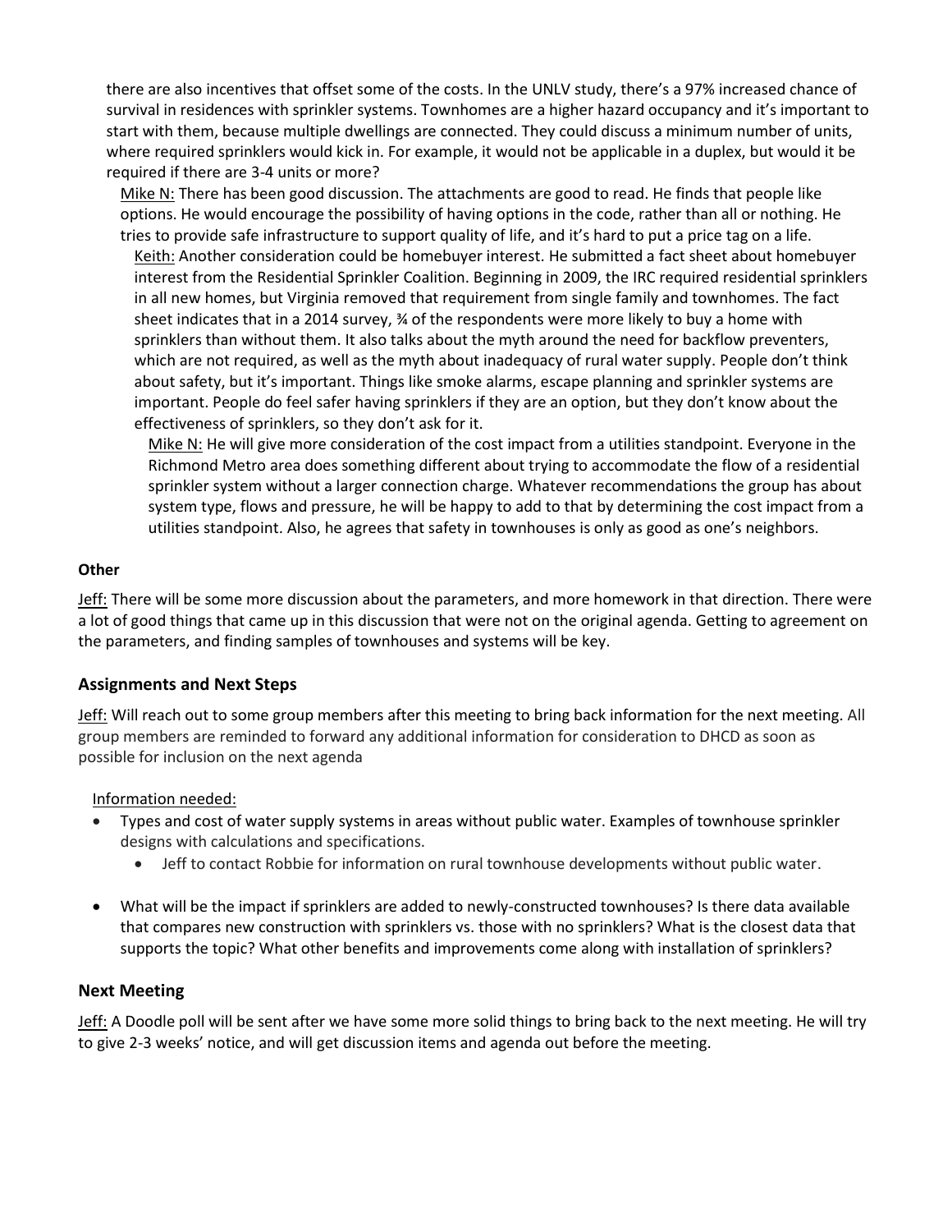there are also incentives that offset some of the costs. In the UNLV study, there's a 97% increased chance of survival in residences with sprinkler systems. Townhomes are a higher hazard occupancy and it's important to start with them, because multiple dwellings are connected. They could discuss a minimum number of units, where required sprinklers would kick in. For example, it would not be applicable in a duplex, but would it be required if there are 3-4 units or more?

Mike N: There has been good discussion. The attachments are good to read. He finds that people like options. He would encourage the possibility of having options in the code, rather than all or nothing. He tries to provide safe infrastructure to support quality of life, and it's hard to put a price tag on a life.

Keith: Another consideration could be homebuyer interest. He submitted a fact sheet about homebuyer interest from the Residential Sprinkler Coalition. Beginning in 2009, the IRC required residential sprinklers in all new homes, but Virginia removed that requirement from single family and townhomes. The fact sheet indicates that in a 2014 survey, ¾ of the respondents were more likely to buy a home with sprinklers than without them. It also talks about the myth around the need for backflow preventers, which are not required, as well as the myth about inadequacy of rural water supply. People don't think about safety, but it's important. Things like smoke alarms, escape planning and sprinkler systems are important. People do feel safer having sprinklers if they are an option, but they don't know about the effectiveness of sprinklers, so they don't ask for it.

Mike N: He will give more consideration of the cost impact from a utilities standpoint. Everyone in the Richmond Metro area does something different about trying to accommodate the flow of a residential sprinkler system without a larger connection charge. Whatever recommendations the group has about system type, flows and pressure, he will be happy to add to that by determining the cost impact from a utilities standpoint. Also, he agrees that safety in townhouses is only as good as one's neighbors.

**Other**

Jeff: There will be some more discussion about the parameters, and more homework in that direction. There were a lot of good things that came up in this discussion that were not on the original agenda. Getting to agreement on the parameters, and finding samples of townhouses and systems will be key.

## Assignments and Next Steps

Jeff: Will reach out to some group members after this meeting to bring back information for the next meeting. All group members are reminded to forward any additional information for consideration to DHCD as soon as possible for inclusion on the next agenda

Information needed:

- Types and cost of water supply systems in areas without public water. Examples of townhouse sprinkler designs with calculations and specifications.
  - Jeff to contact Robbie for information on rural townhouse developments without public water.
- What will be the impact if sprinklers are added to newly-constructed townhouses? Is there data available that compares new construction with sprinklers vs. those with no sprinklers? What is the closest data that supports the topic? What other benefits and improvements come along with installation of sprinklers?

## Next Meeting

Jeff: A Doodle poll will be sent after we have some more solid things to bring back to the next meeting. He will try to give 2-3 weeks' notice, and will get discussion items and agenda out before the meeting.